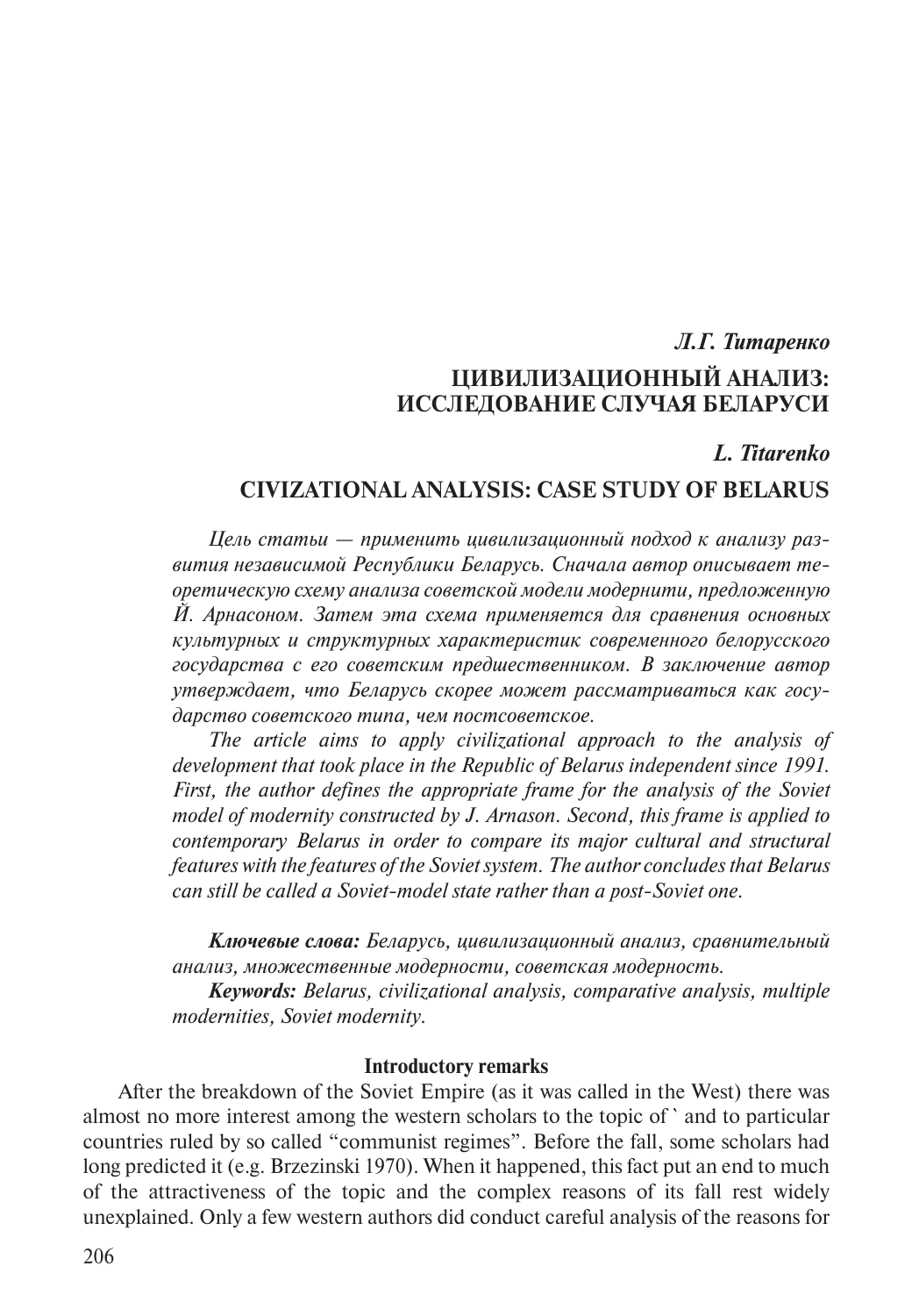*Л.Г. Титаренко*

## ЦИВИЛИЗАЦИОННЫЙ АНАЛИЗ: ИССЛЕДОВАНИЕ СЛУЧАЯ БЕЛАРУСИ

*L. Titarenko*

## CIVIZATIONAL ANALYSIS: CASE STUDY OF BELARUS

*Цель статьи — применить цивилизационный подход к анализу развития независимой Республики Беларусь. Сначала автор описывает теоретическую схему анализа советской модели модернити, предложенную Й. Арнасоном. Затем эта схема применяется для сравнения основных культурных и структурных характеристик современного белорусского государства с его советским предшественником. В заключение автор утверждает, что Беларусь скорее может рассматриваться как государство советского типа, чем постсоветское.*

*The article aims to apply civilizational approach to the analysis of development that took place in the Republic of Belarus independent since 1991. First, the author defines the appropriate frame for the analysis of the Soviet model of modernity constructed by J. Arnason. Second, this frame is applied to contemporary Belarus in order to compare its major cultural and structural features with the features of the Soviet system. The author concludes that Belarus can still be called a Soviet-model state rather than a post-Soviet one.*

***Ключевые слова:*** *Беларусь, цивилизационный анализ, сравнительный анализ, множественные модерности, советская модерность.*

***Keywords:*** *Belarus, civilizational analysis, comparative analysis, multiple modernities, Soviet modernity.*

### Introductory remarks

After the breakdown of the Soviet Empire (as it was called in the West) there was almost no more interest among the western scholars to the topic of ` and to particular countries ruled by so called "communist regimes". Before the fall, some scholars had long predicted it (e.g. Brzezinski 1970). When it happened, this fact put an end to much of the attractiveness of the topic and the complex reasons of its fall rest widely unexplained. Only a few western authors did conduct careful analysis of the reasons for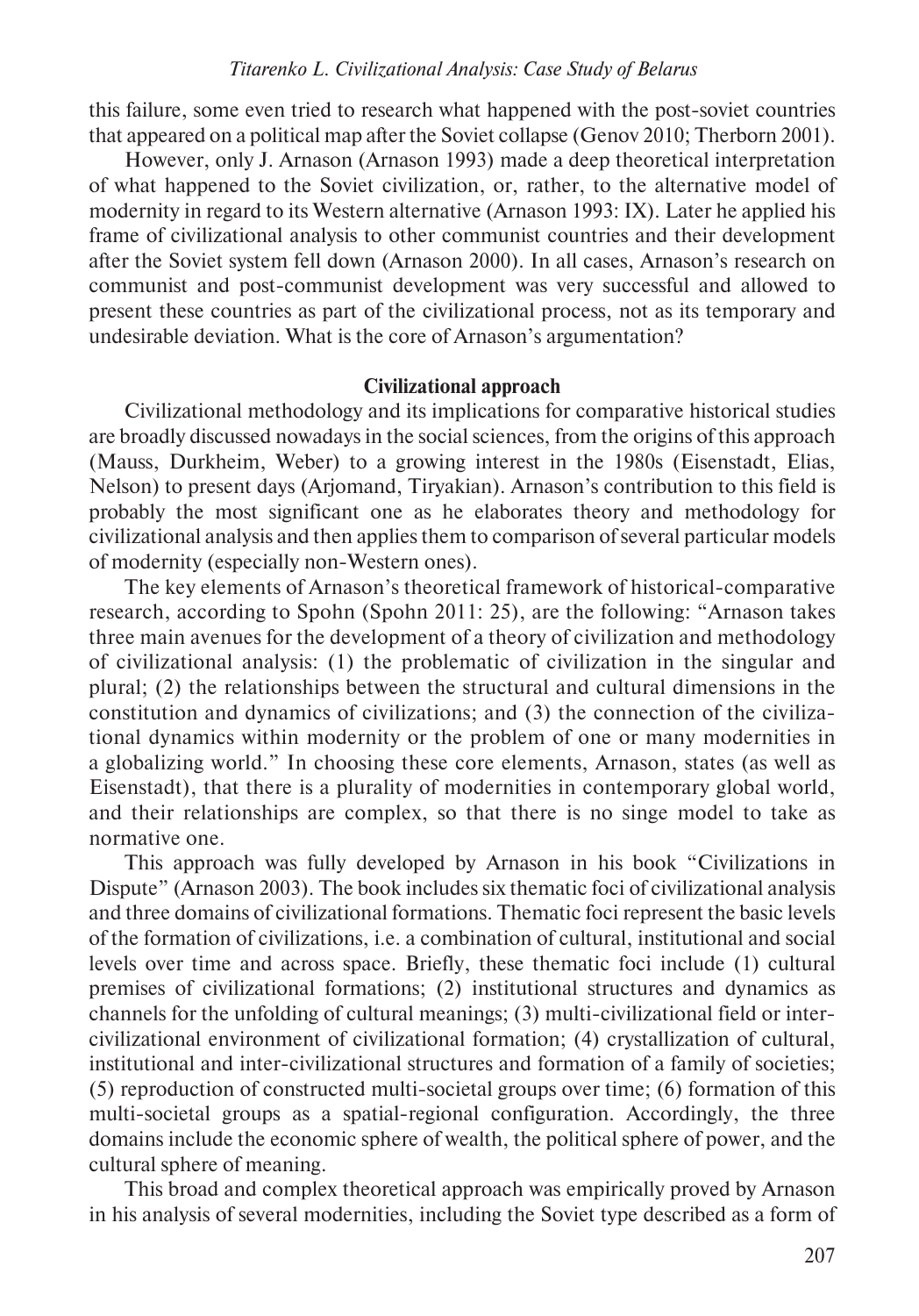this failure, some even tried to research what happened with the post-soviet countries that appeared on a political map after the Soviet collapse (Genov 2010; Therborn 2001).

However, only J. Arnason (Arnason 1993) made a deep theoretical interpretation of what happened to the Soviet civilization, or, rather, to the alternative model of modernity in regard to its Western alternative (Arnason 1993: IX). Later he applied his frame of civilizational analysis to other communist countries and their development after the Soviet system fell down (Arnason 2000). In all cases, Arnason's research on communist and post-communist development was very successful and allowed to present these countries as part of the civilizational process, not as its temporary and undesirable deviation. What is the core of Arnason's argumentation?

## Civilizational approach

Civilizational methodology and its implications for comparative historical studies are broadly discussed nowadays in the social sciences, from the origins of this approach (Mauss, Durkheim, Weber) to a growing interest in the 1980s (Eisenstadt, Elias, Nelson) to present days (Arjomand, Tiryakian). Arnason's contribution to this field is probably the most significant one as he elaborates theory and methodology for civilizational analysis and then applies them to comparison of several particular models of modernity (especially non-Western ones).

The key elements of Arnason's theoretical framework of historical-comparative research, according to Spohn (Spohn 2011: 25), are the following: "Arnason takes three main avenues for the development of a theory of civilization and methodology of civilizational analysis: (1) the problematic of civilization in the singular and plural; (2) the relationships between the structural and cultural dimensions in the constitution and dynamics of civilizations; and (3) the connection of the civilizational dynamics within modernity or the problem of one or many modernities in a globalizing world." In choosing these core elements, Arnason, states (as well as Eisenstadt), that there is a plurality of modernities in contemporary global world, and their relationships are complex, so that there is no singe model to take as normative one.

This approach was fully developed by Arnason in his book "Civilizations in Dispute" (Arnason 2003). The book includes six thematic foci of civilizational analysis and three domains of civilizational formations. Thematic foci represent the basic levels of the formation of civilizations, i.e. a combination of cultural, institutional and social levels over time and across space. Briefly, these thematic foci include (1) cultural premises of civilizational formations; (2) institutional structures and dynamics as channels for the unfolding of cultural meanings; (3) multi-civilizational field or inter-civilizational environment of civilizational formation; (4) crystallization of cultural, institutional and inter-civilizational structures and formation of a family of societies; (5) reproduction of constructed multi-societal groups over time; (6) formation of this multi-societal groups as a spatial-regional configuration. Accordingly, the three domains include the economic sphere of wealth, the political sphere of power, and the cultural sphere of meaning.

This broad and complex theoretical approach was empirically proved by Arnason in his analysis of several modernities, including the Soviet type described as a form of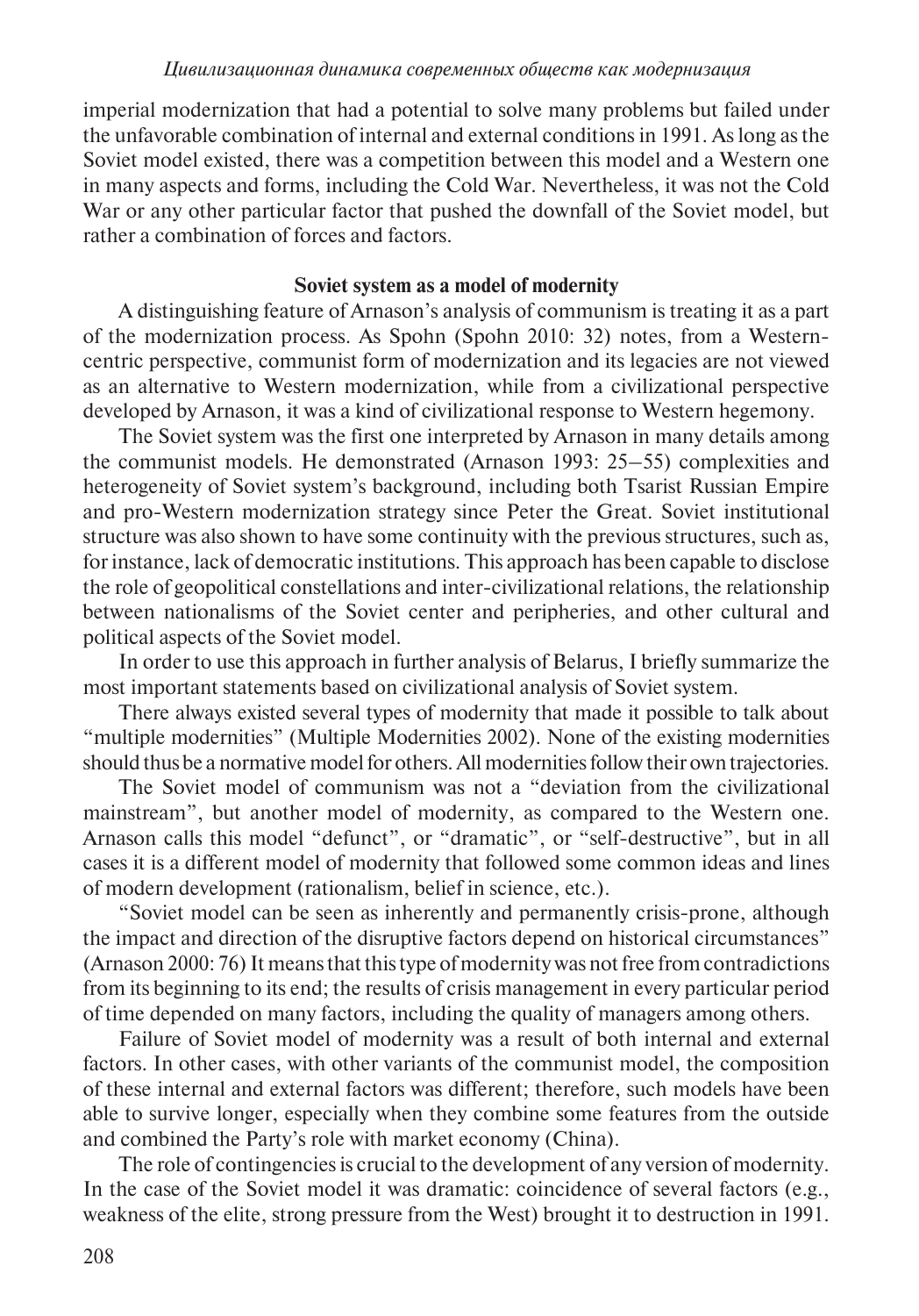imperial modernization that had a potential to solve many problems but failed under the unfavorable combination of internal and external conditions in 1991. As long as the Soviet model existed, there was a competition between this model and a Western one in many aspects and forms, including the Cold War. Nevertheless, it was not the Cold War or any other particular factor that pushed the downfall of the Soviet model, but rather a combination of forces and factors.

## Soviet system as a model of modernity

A distinguishing feature of Arnason's analysis of communism is treating it as a part of the modernization process. As Spohn (Spohn 2010: 32) notes, from a Western-centric perspective, communist form of modernization and its legacies are not viewed as an alternative to Western modernization, while from a civilizational perspective developed by Arnason, it was a kind of civilizational response to Western hegemony.

The Soviet system was the first one interpreted by Arnason in many details among the communist models. He demonstrated (Arnason 1993: 25–55) complexities and heterogeneity of Soviet system's background, including both Tsarist Russian Empire and pro-Western modernization strategy since Peter the Great. Soviet institutional structure was also shown to have some continuity with the previous structures, such as, for instance, lack of democratic institutions. This approach has been capable to disclose the role of geopolitical constellations and inter-civilizational relations, the relationship between nationalisms of the Soviet center and peripheries, and other cultural and political aspects of the Soviet model.

In order to use this approach in further analysis of Belarus, I briefly summarize the most important statements based on civilizational analysis of Soviet system.

There always existed several types of modernity that made it possible to talk about "multiple modernities" (Multiple Modernities 2002). None of the existing modernities should thus be a normative model for others. All modernities follow their own trajectories.

The Soviet model of communism was not a "deviation from the civilizational mainstream", but another model of modernity, as compared to the Western one. Arnason calls this model "defunct", or "dramatic", or "self-destructive", but in all cases it is a different model of modernity that followed some common ideas and lines of modern development (rationalism, belief in science, etc.).

"Soviet model can be seen as inherently and permanently crisis-prone, although the impact and direction of the disruptive factors depend on historical circumstances" (Arnason 2000: 76) It means that this type of modernity was not free from contradictions from its beginning to its end; the results of crisis management in every particular period of time depended on many factors, including the quality of managers among others.

Failure of Soviet model of modernity was a result of both internal and external factors. In other cases, with other variants of the communist model, the composition of these internal and external factors was different; therefore, such models have been able to survive longer, especially when they combine some features from the outside and combined the Party's role with market economy (China).

The role of contingencies is crucial to the development of any version of modernity. In the case of the Soviet model it was dramatic: coincidence of several factors (e.g., weakness of the elite, strong pressure from the West) brought it to destruction in 1991.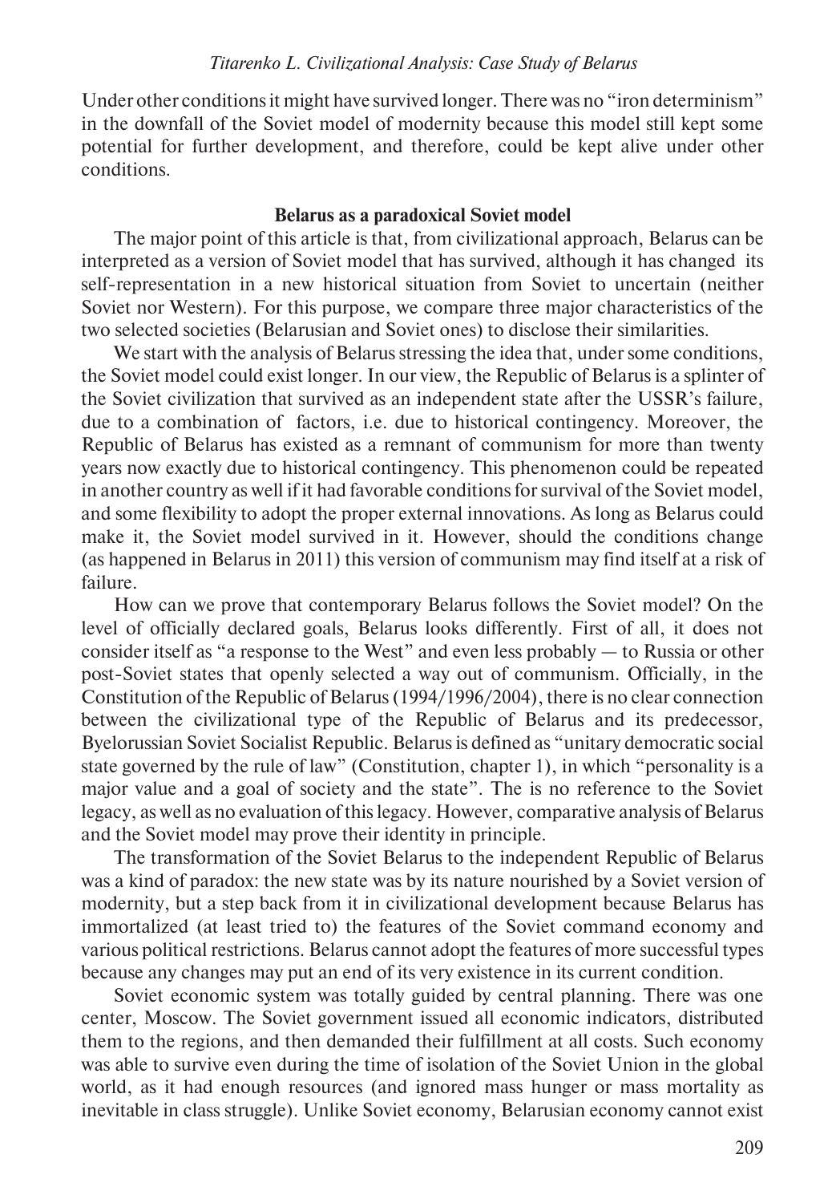Under other conditions it might have survived longer. There was no "iron determinism" in the downfall of the Soviet model of modernity because this model still kept some potential for further development, and therefore, could be kept alive under other conditions.

### Belarus as a paradoxical Soviet model

The major point of this article is that, from civilizational approach, Belarus can be interpreted as a version of Soviet model that has survived, although it has changed its self-representation in a new historical situation from Soviet to uncertain (neither Soviet nor Western). For this purpose, we compare three major characteristics of the two selected societies (Belarusian and Soviet ones) to disclose their similarities.

We start with the analysis of Belarus stressing the idea that, under some conditions, the Soviet model could exist longer. In our view, the Republic of Belarus is a splinter of the Soviet civilization that survived as an independent state after the USSR's failure, due to a combination of factors, i.e. due to historical contingency. Moreover, the Republic of Belarus has existed as a remnant of communism for more than twenty years now exactly due to historical contingency. This phenomenon could be repeated in another country as well if it had favorable conditions for survival of the Soviet model, and some flexibility to adopt the proper external innovations. As long as Belarus could make it, the Soviet model survived in it. However, should the conditions change (as happened in Belarus in 2011) this version of communism may find itself at a risk of failure.

How can we prove that contemporary Belarus follows the Soviet model? On the level of officially declared goals, Belarus looks differently. First of all, it does not consider itself as "a response to the West" and even less probably — to Russia or other post-Soviet states that openly selected a way out of communism. Officially, in the Constitution of the Republic of Belarus (1994/1996/2004), there is no clear connection between the civilizational type of the Republic of Belarus and its predecessor, Byelorussian Soviet Socialist Republic. Belarus is defined as "unitary democratic social state governed by the rule of law" (Constitution, chapter 1), in which "personality is a major value and a goal of society and the state". The is no reference to the Soviet legacy, as well as no evaluation of this legacy. However, comparative analysis of Belarus and the Soviet model may prove their identity in principle.

The transformation of the Soviet Belarus to the independent Republic of Belarus was a kind of paradox: the new state was by its nature nourished by a Soviet version of modernity, but a step back from it in civilizational development because Belarus has immortalized (at least tried to) the features of the Soviet command economy and various political restrictions. Belarus cannot adopt the features of more successful types because any changes may put an end of its very existence in its current condition.

Soviet economic system was totally guided by central planning. There was one center, Moscow. The Soviet government issued all economic indicators, distributed them to the regions, and then demanded their fulfillment at all costs. Such economy was able to survive even during the time of isolation of the Soviet Union in the global world, as it had enough resources (and ignored mass hunger or mass mortality as inevitable in class struggle). Unlike Soviet economy, Belarusian economy cannot exist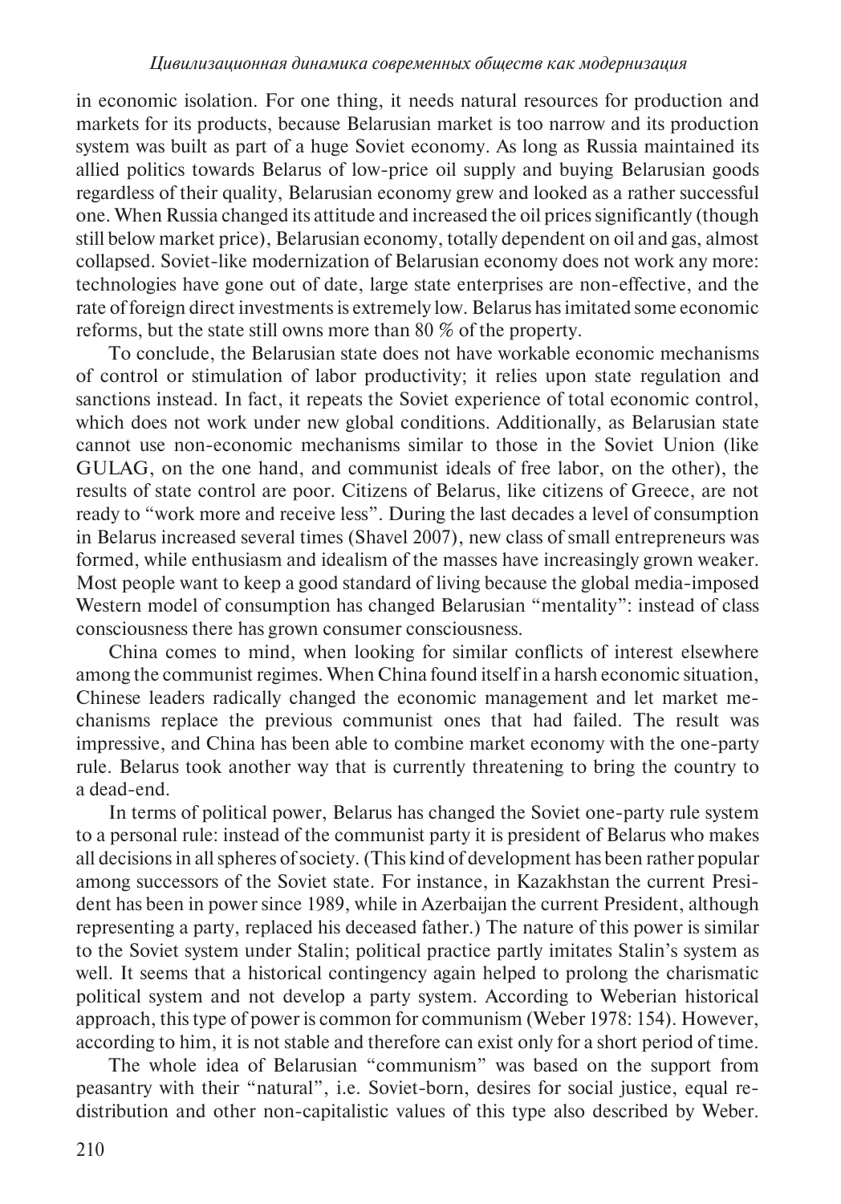in economic isolation. For one thing, it needs natural resources for production and markets for its products, because Belarusian market is too narrow and its production system was built as part of a huge Soviet economy. As long as Russia maintained its allied politics towards Belarus of low-price oil supply and buying Belarusian goods regardless of their quality, Belarusian economy grew and looked as a rather successful one. When Russia changed its attitude and increased the oil prices significantly (though still below market price), Belarusian economy, totally dependent on oil and gas, almost collapsed. Soviet-like modernization of Belarusian economy does not work any more: technologies have gone out of date, large state enterprises are non-effective, and the rate of foreign direct investments is extremely low. Belarus has imitated some economic reforms, but the state still owns more than 80 % of the property.

To conclude, the Belarusian state does not have workable economic mechanisms of control or stimulation of labor productivity; it relies upon state regulation and sanctions instead. In fact, it repeats the Soviet experience of total economic control, which does not work under new global conditions. Additionally, as Belarusian state cannot use non-economic mechanisms similar to those in the Soviet Union (like GULAG, on the one hand, and communist ideals of free labor, on the other), the results of state control are poor. Citizens of Belarus, like citizens of Greece, are not ready to "work more and receive less". During the last decades a level of consumption in Belarus increased several times (Shavel 2007), new class of small entrepreneurs was formed, while enthusiasm and idealism of the masses have increasingly grown weaker. Most people want to keep a good standard of living because the global media-imposed Western model of consumption has changed Belarusian "mentality": instead of class consciousness there has grown consumer consciousness.

China comes to mind, when looking for similar conflicts of interest elsewhere among the communist regimes. When China found itself in a harsh economic situation, Chinese leaders radically changed the economic management and let market mechanisms replace the previous communist ones that had failed. The result was impressive, and China has been able to combine market economy with the one-party rule. Belarus took another way that is currently threatening to bring the country to a dead-end.

In terms of political power, Belarus has changed the Soviet one-party rule system to a personal rule: instead of the communist party it is president of Belarus who makes all decisions in all spheres of society. (This kind of development has been rather popular among successors of the Soviet state. For instance, in Kazakhstan the current President has been in power since 1989, while in Azerbaijan the current President, although representing a party, replaced his deceased father.) The nature of this power is similar to the Soviet system under Stalin; political practice partly imitates Stalin's system as well. It seems that a historical contingency again helped to prolong the charismatic political system and not develop a party system. According to Weberian historical approach, this type of power is common for communism (Weber 1978: 154). However, according to him, it is not stable and therefore can exist only for a short period of time.

The whole idea of Belarusian "communism" was based on the support from peasantry with their "natural", i.e. Soviet-born, desires for social justice, equal redistribution and other non-capitalistic values of this type also described by Weber.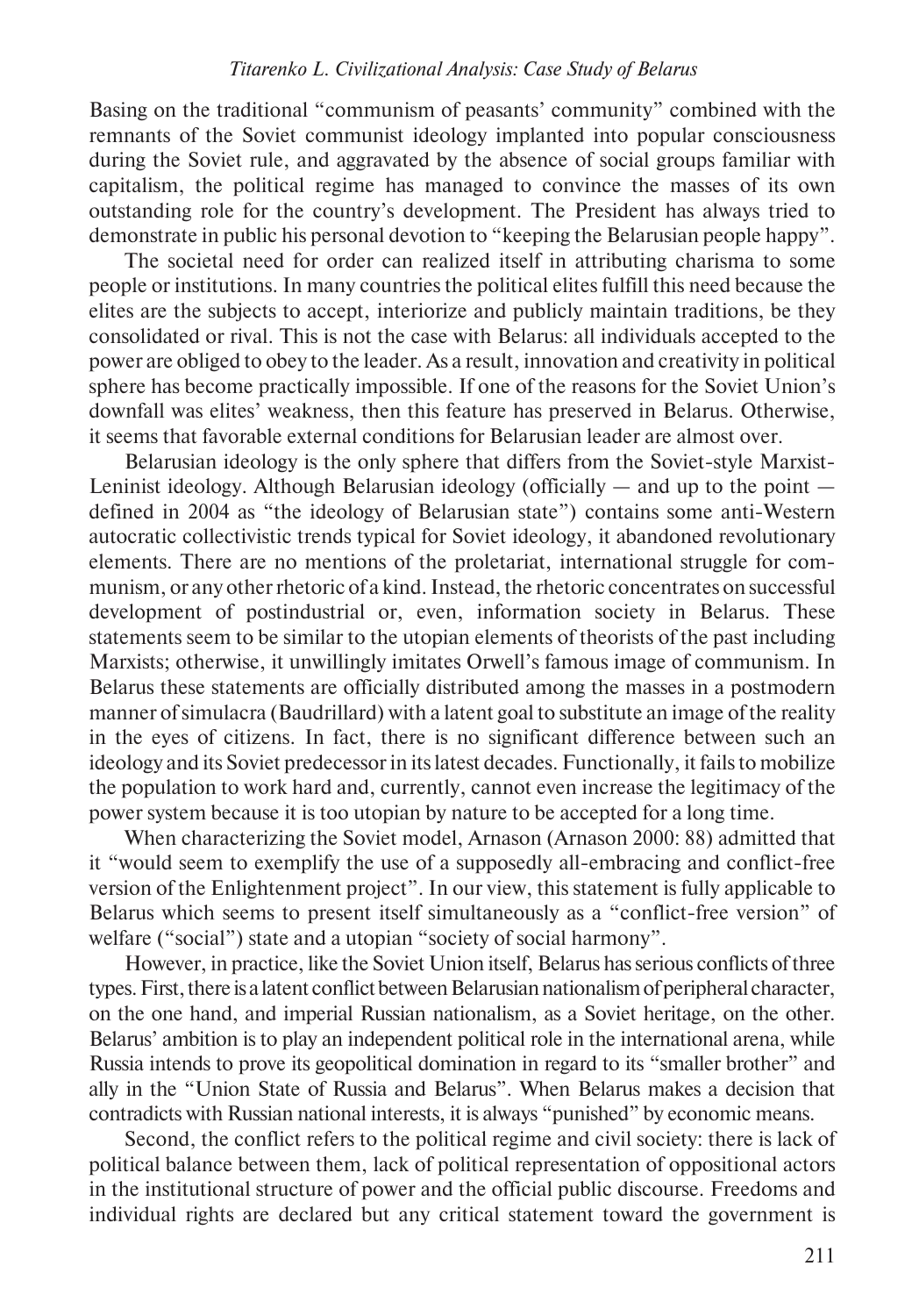Basing on the traditional "communism of peasants' community" combined with the remnants of the Soviet communist ideology implanted into popular consciousness during the Soviet rule, and aggravated by the absence of social groups familiar with capitalism, the political regime has managed to convince the masses of its own outstanding role for the country's development. The President has always tried to demonstrate in public his personal devotion to "keeping the Belarusian people happy".

The societal need for order can realized itself in attributing charisma to some people or institutions. In many countries the political elites fulfill this need because the elites are the subjects to accept, interiorize and publicly maintain traditions, be they consolidated or rival. This is not the case with Belarus: all individuals accepted to the power are obliged to obey to the leader. As a result, innovation and creativity in political sphere has become practically impossible. If one of the reasons for the Soviet Union's downfall was elites' weakness, then this feature has preserved in Belarus. Otherwise, it seems that favorable external conditions for Belarusian leader are almost over.

Belarusian ideology is the only sphere that differs from the Soviet-style Marxist-Leninist ideology. Although Belarusian ideology (officially — and up to the point — defined in 2004 as "the ideology of Belarusian state") contains some anti-Western autocratic collectivistic trends typical for Soviet ideology, it abandoned revolutionary elements. There are no mentions of the proletariat, international struggle for communism, or any other rhetoric of a kind. Instead, the rhetoric concentrates on successful development of postindustrial or, even, information society in Belarus. These statements seem to be similar to the utopian elements of theorists of the past including Marxists; otherwise, it unwillingly imitates Orwell's famous image of communism. In Belarus these statements are officially distributed among the masses in a postmodern manner of simulacra (Baudrillard) with a latent goal to substitute an image of the reality in the eyes of citizens. In fact, there is no significant difference between such an ideology and its Soviet predecessor in its latest decades. Functionally, it fails to mobilize the population to work hard and, currently, cannot even increase the legitimacy of the power system because it is too utopian by nature to be accepted for a long time.

When characterizing the Soviet model, Arnason (Arnason 2000: 88) admitted that it "would seem to exemplify the use of a supposedly all-embracing and conflict-free version of the Enlightenment project". In our view, this statement is fully applicable to Belarus which seems to present itself simultaneously as a "conflict-free version" of welfare ("social") state and a utopian "society of social harmony".

However, in practice, like the Soviet Union itself, Belarus has serious conflicts of three types. First, there is a latent conflict between Belarusian nationalism of peripheral character, on the one hand, and imperial Russian nationalism, as a Soviet heritage, on the other. Belarus' ambition is to play an independent political role in the international arena, while Russia intends to prove its geopolitical domination in regard to its "smaller brother" and ally in the "Union State of Russia and Belarus". When Belarus makes a decision that contradicts with Russian national interests, it is always "punished" by economic means.

Second, the conflict refers to the political regime and civil society: there is lack of political balance between them, lack of political representation of oppositional actors in the institutional structure of power and the official public discourse. Freedoms and individual rights are declared but any critical statement toward the government is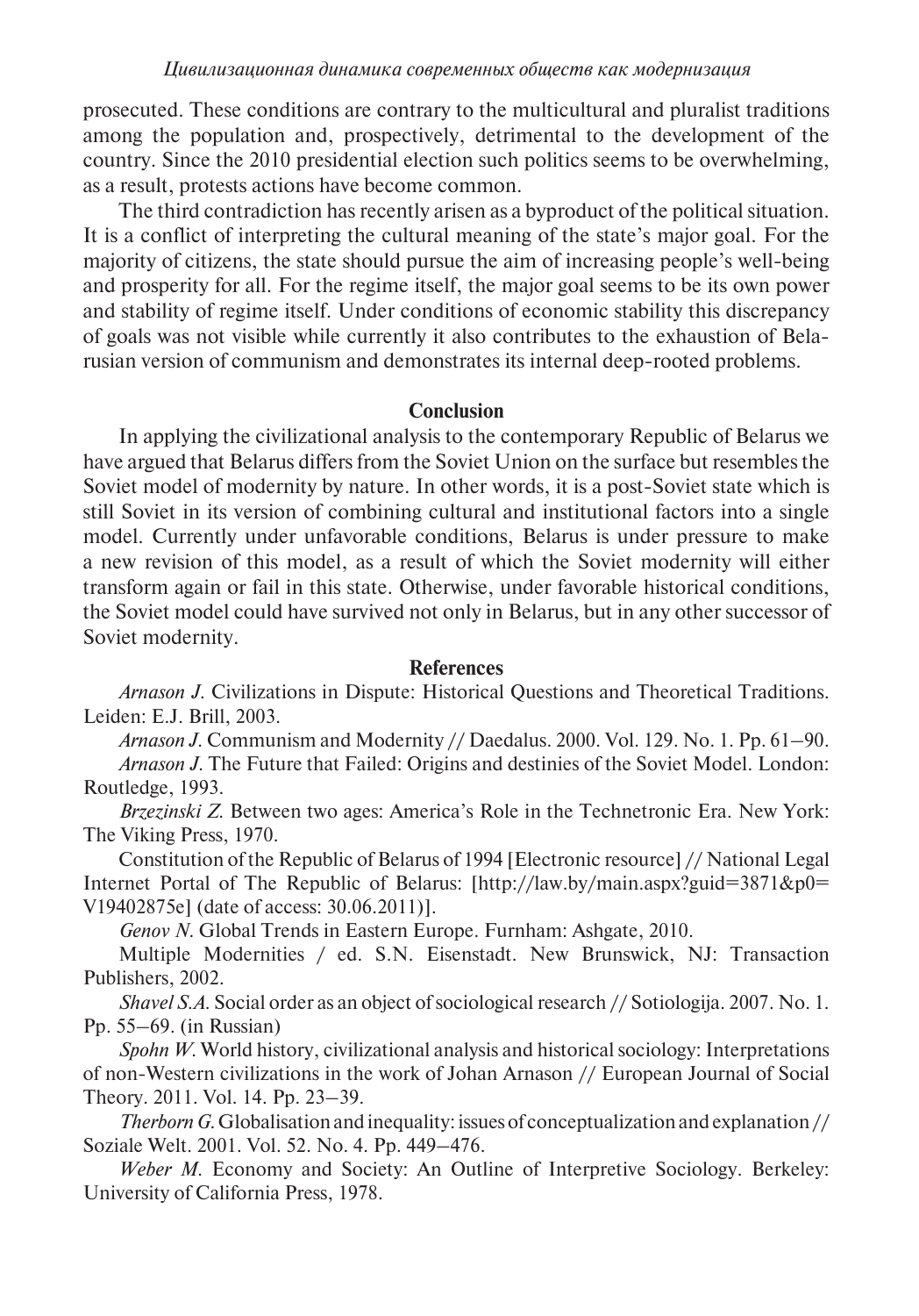prosecuted. These conditions are contrary to the multicultural and pluralist traditions among the population and, prospectively, detrimental to the development of the country. Since the 2010 presidential election such politics seems to be overwhelming, as a result, protests actions have become common.

The third contradiction has recently arisen as a byproduct of the political situation. It is a conflict of interpreting the cultural meaning of the state's major goal. For the majority of citizens, the state should pursue the aim of increasing people's well-being and prosperity for all. For the regime itself, the major goal seems to be its own power and stability of regime itself. Under conditions of economic stability this discrepancy of goals was not visible while currently it also contributes to the exhaustion of Belarusian version of communism and demonstrates its internal deep-rooted problems.

## Conclusion

In applying the civilizational analysis to the contemporary Republic of Belarus we have argued that Belarus differs from the Soviet Union on the surface but resembles the Soviet model of modernity by nature. In other words, it is a post-Soviet state which is still Soviet in its version of combining cultural and institutional factors into a single model. Currently under unfavorable conditions, Belarus is under pressure to make a new revision of this model, as a result of which the Soviet modernity will either transform again or fail in this state. Otherwise, under favorable historical conditions, the Soviet model could have survived not only in Belarus, but in any other successor of Soviet modernity.

## References

*Arnason J.* Civilizations in Dispute: Historical Questions and Theoretical Traditions. Leiden: E.J. Brill, 2003.

*Arnason J.* Communism and Modernity // Daedalus. 2000. Vol. 129. No. 1. Pp. 61–90.

*Arnason J.* The Future that Failed: Origins and destinies of the Soviet Model. London: Routledge, 1993.

*Brzezinski Z.* Between two ages: America's Role in the Technetronic Era. New York: The Viking Press, 1970.

Constitution of the Republic of Belarus of 1994 [Electronic resource] // National Legal Internet Portal of The Republic of Belarus: [http://law.by/main.aspx?guid=3871&p0=V19402875e] (date of access: 30.06.2011)].

*Genov N.* Global Trends in Eastern Europe. Furnham: Ashgate, 2010.

Multiple Modernities / ed. S.N. Eisenstadt. New Brunswick, NJ: Transaction Publishers, 2002.

*Shavel S.A.* Social order as an object of sociological research // Sotiologija. 2007. No. 1. Pp. 55–69. (in Russian)

*Spohn W.* World history, civilizational analysis and historical sociology: Interpretations of non-Western civilizations in the work of Johan Arnason // European Journal of Social Theory. 2011. Vol. 14. Pp. 23–39.

*Therborn G.* Globalisation and inequality: issues of conceptualization and explanation // Soziale Welt. 2001. Vol. 52. No. 4. Pp. 449–476.

*Weber M.* Economy and Society: An Outline of Interpretive Sociology. Berkeley: University of California Press, 1978.